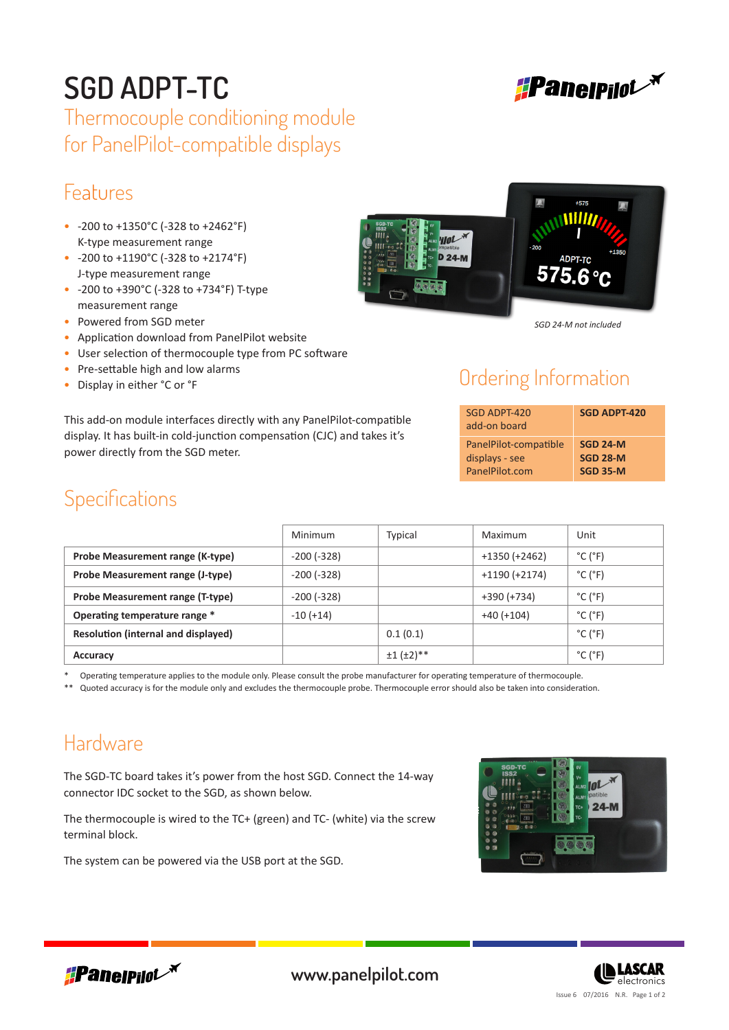# SGD ADPT-TC

## Thermocouple conditioning module for PanelPilot-compatible displays

## Features

- -200 to +1350°C (-328 to +2462°F) K-type measurement range
- -200 to +1190°C (-328 to +2174°F) J-type measurement range
- -200 to +390°C (-328 to +734°F) T-type measurement range
- Powered from SGD meter
- Application download from PanelPilot website
- User selection of thermocouple type from PC software
- Pre-settable high and low alarms
- Display in either °C or °F

*SGD 24-M not included*

This add-on module interfaces directly with any PanelPilot-compatible display. It has built-in cold-junction compensation (CJC) and takes it's power directly from the SGD meter.

## Ordering Information

| | |
|---|---|
| SGD ADPT-420 add-on board | **SGD ADPT-420** |
| PanelPilot-compatible displays - see PanelPilot.com | **SGD 24-M**<br>**SGD 28-M**<br>**SGD 35-M** |

## Specifications

| | Minimum | Typical | Maximum | Unit |
|---|---|---|---|---|
| **Probe Measurement range (K-type)** | -200 (-328) | | +1350 (+2462) | °C (°F) |
| **Probe Measurement range (J-type)** | -200 (-328) | | +1190 (+2174) | °C (°F) |
| **Probe Measurement range (T-type)** | -200 (-328) | | +390 (+734) | °C (°F) |
| **Operating temperature range \*** | -10 (+14) | | +40 (+104) | °C (°F) |
| **Resolution (internal and displayed)** | | 0.1 (0.1) | | °C (°F) |
| **Accuracy** | | ±1 (±2)** | | °C (°F) |

\* Operating temperature applies to the module only. Please consult the probe manufacturer for operating temperature of thermocouple.

** Quoted accuracy is for the module only and excludes the thermocouple probe. Thermocouple error should also be taken into consideration.

## Hardware

The SGD-TC board takes it's power from the host SGD. Connect the 14-way connector IDC socket to the SGD, as shown below.

The thermocouple is wired to the TC+ (green) and TC- (white) via the screw terminal block.

The system can be powered via the USB port at the SGD.

www.panelpilot.com

Issue 6 07/2016 N.R.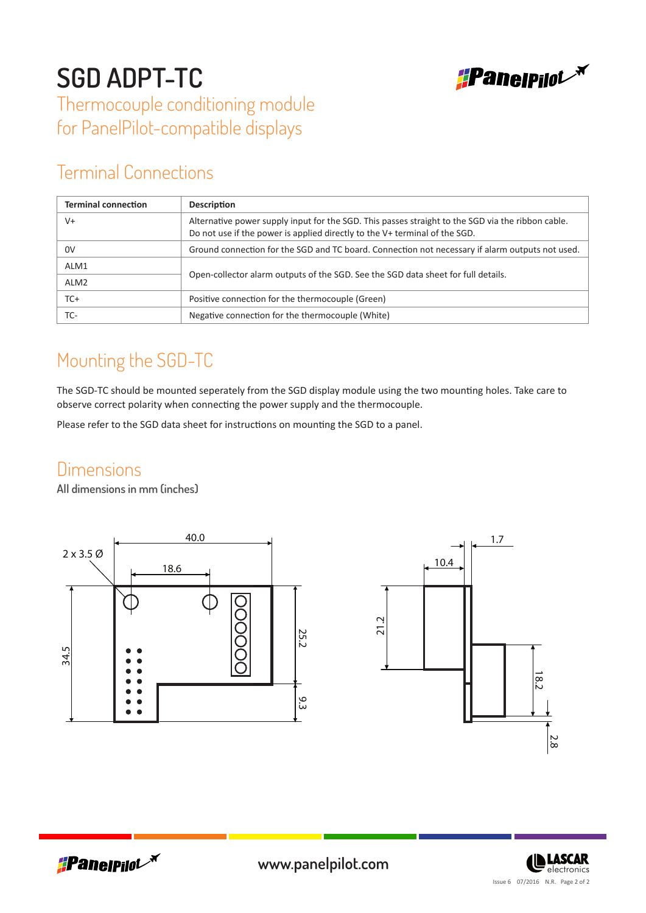# SGD ADPT-TC

## Thermocouple conditioning module for PanelPilot-compatible displays

## Terminal Connections

| Terminal connection | Description |
|---|---|
| V+ | Alternative power supply input for the SGD. This passes straight to the SGD via the ribbon cable. Do not use if the power is applied directly to the V+ terminal of the SGD. |
| 0V | Ground connection for the SGD and TC board. Connection not necessary if alarm outputs not used. |
| ALM1 | Open-collector alarm outputs of the SGD. See the SGD data sheet for full details. |
| ALM2 | |
| TC+ | Positive connection for the thermocouple (Green) |
| TC- | Negative connection for the thermocouple (White) |

## Mounting the SGD-TC

The SGD-TC should be mounted seperately from the SGD display module using the two mounting holes. Take care to observe correct polarity when connecting the power supply and the thermocouple.

Please refer to the SGD data sheet for instructions on mounting the SGD to a panel.

## Dimensions

All dimensions in mm (inches)

40.0
2 x 3.5 Ø
18.6
34.5
25.2
9.3
1.7
10.4
21.2
18.2
2.8

www.panelpilot.com